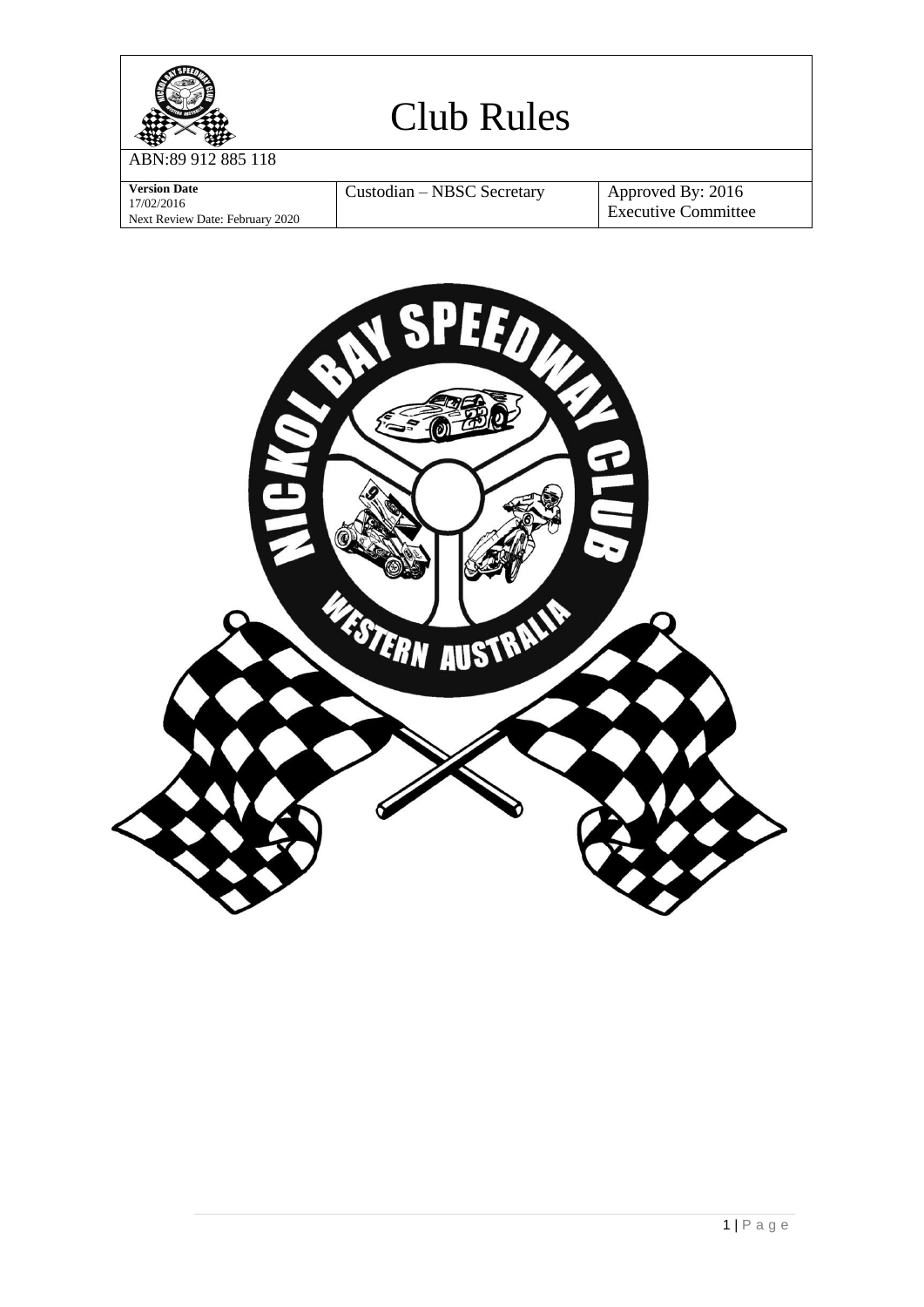# Club Rules

ABN:89 912 885 118

| **Version Date** 17/02/2016 Next Review Date: February 2020 | Custodian – NBSC Secretary | Approved By: 2016 Executive Committee |
| --- | --- | --- |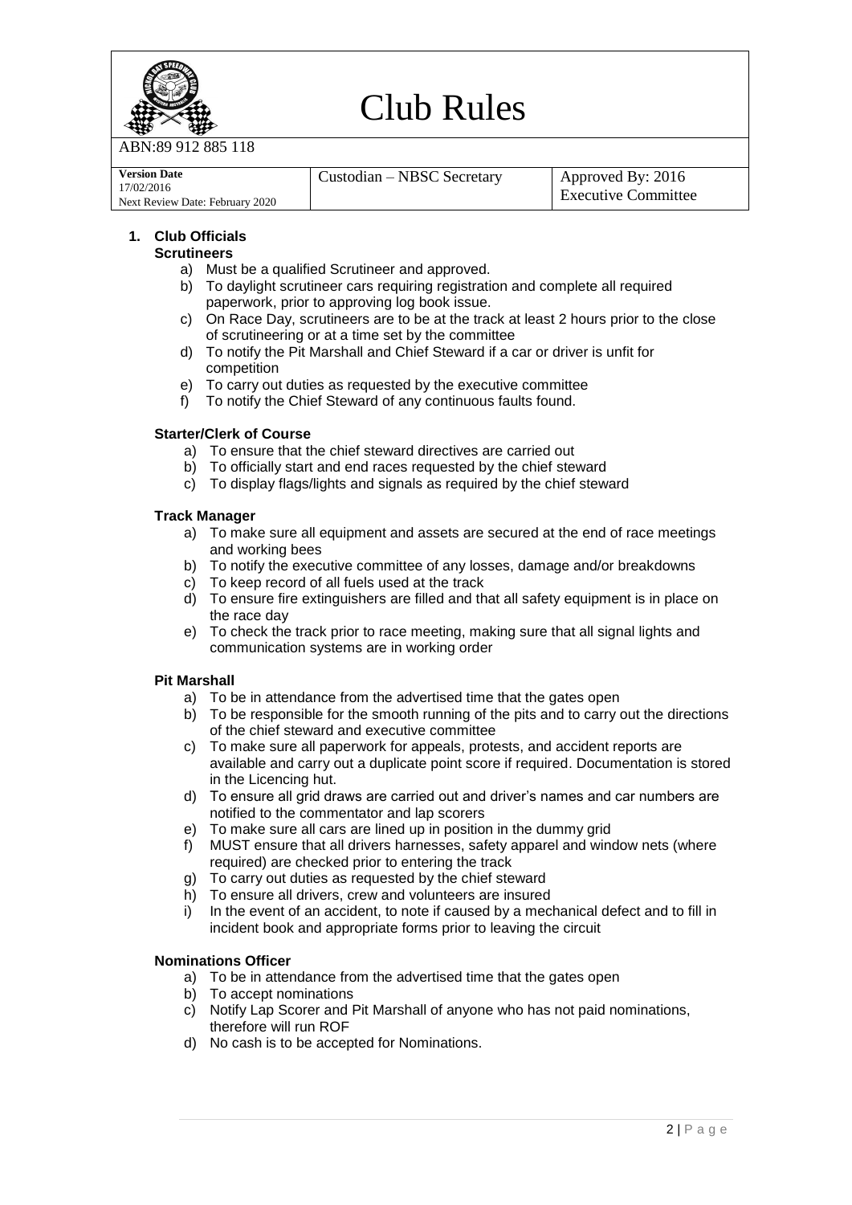# Club Rules

ABN:89 912 885 118

| Version Date 17/02/2016 Next Review Date: February 2020 | Custodian – NBSC Secretary | Approved By: 2016 Executive Committee |
|---|---|---|

## 1. Club Officials

### Scrutineers

a) Must be a qualified Scrutineer and approved.
b) To daylight scrutineer cars requiring registration and complete all required paperwork, prior to approving log book issue.
c) On Race Day, scrutineers are to be at the track at least 2 hours prior to the close of scrutineering or at a time set by the committee
d) To notify the Pit Marshall and Chief Steward if a car or driver is unfit for competition
e) To carry out duties as requested by the executive committee
f) To notify the Chief Steward of any continuous faults found.

### Starter/Clerk of Course

a) To ensure that the chief steward directives are carried out
b) To officially start and end races requested by the chief steward
c) To display flags/lights and signals as required by the chief steward

### Track Manager

a) To make sure all equipment and assets are secured at the end of race meetings and working bees
b) To notify the executive committee of any losses, damage and/or breakdowns
c) To keep record of all fuels used at the track
d) To ensure fire extinguishers are filled and that all safety equipment is in place on the race day
e) To check the track prior to race meeting, making sure that all signal lights and communication systems are in working order

### Pit Marshall

a) To be in attendance from the advertised time that the gates open
b) To be responsible for the smooth running of the pits and to carry out the directions of the chief steward and executive committee
c) To make sure all paperwork for appeals, protests, and accident reports are available and carry out a duplicate point score if required. Documentation is stored in the Licencing hut.
d) To ensure all grid draws are carried out and driver's names and car numbers are notified to the commentator and lap scorers
e) To make sure all cars are lined up in position in the dummy grid
f) MUST ensure that all drivers harnesses, safety apparel and window nets (where required) are checked prior to entering the track
g) To carry out duties as requested by the chief steward
h) To ensure all drivers, crew and volunteers are insured
i) In the event of an accident, to note if caused by a mechanical defect and to fill in incident book and appropriate forms prior to leaving the circuit

### Nominations Officer

a) To be in attendance from the advertised time that the gates open
b) To accept nominations
c) Notify Lap Scorer and Pit Marshall of anyone who has not paid nominations, therefore will run ROF
d) No cash is to be accepted for Nominations.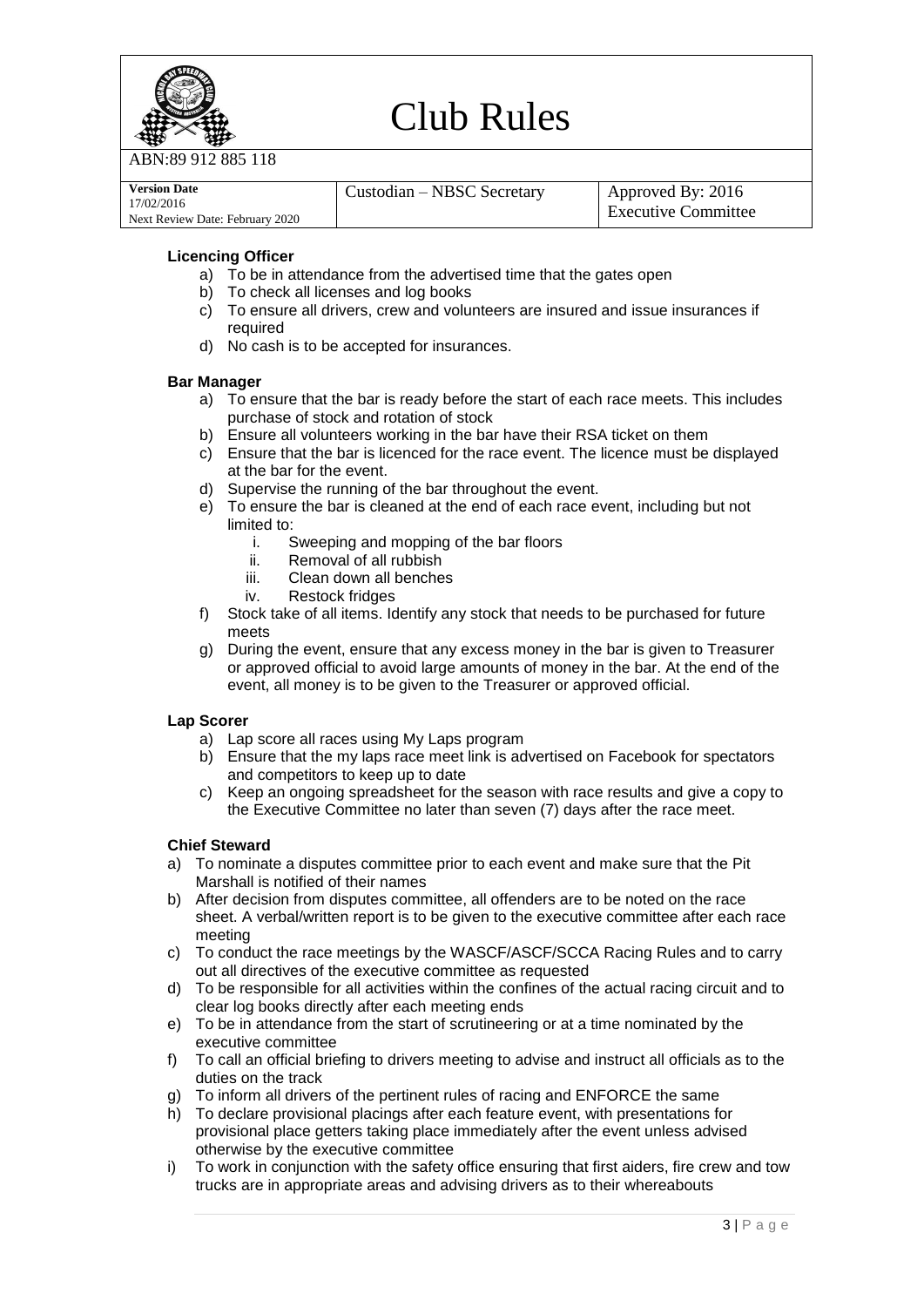**Licencing Officer**

a) To be in attendance from the advertised time that the gates open
b) To check all licenses and log books
c) To ensure all drivers, crew and volunteers are insured and issue insurances if required
d) No cash is to be accepted for insurances.

**Bar Manager**

a) To ensure that the bar is ready before the start of each race meets. This includes purchase of stock and rotation of stock
b) Ensure all volunteers working in the bar have their RSA ticket on them
c) Ensure that the bar is licenced for the race event. The licence must be displayed at the bar for the event.
d) Supervise the running of the bar throughout the event.
e) To ensure the bar is cleaned at the end of each race event, including but not limited to:
   i. Sweeping and mopping of the bar floors
   ii. Removal of all rubbish
   iii. Clean down all benches
   iv. Restock fridges
f) Stock take of all items. Identify any stock that needs to be purchased for future meets
g) During the event, ensure that any excess money in the bar is given to Treasurer or approved official to avoid large amounts of money in the bar. At the end of the event, all money is to be given to the Treasurer or approved official.

**Lap Scorer**

a) Lap score all races using My Laps program
b) Ensure that the my laps race meet link is advertised on Facebook for spectators and competitors to keep up to date
c) Keep an ongoing spreadsheet for the season with race results and give a copy to the Executive Committee no later than seven (7) days after the race meet.

**Chief Steward**

a) To nominate a disputes committee prior to each event and make sure that the Pit Marshall is notified of their names
b) After decision from disputes committee, all offenders are to be noted on the race sheet. A verbal/written report is to be given to the executive committee after each race meeting
c) To conduct the race meetings by the WASCF/ASCF/SCCA Racing Rules and to carry out all directives of the executive committee as requested
d) To be responsible for all activities within the confines of the actual racing circuit and to clear log books directly after each meeting ends
e) To be in attendance from the start of scrutineering or at a time nominated by the executive committee
f) To call an official briefing to drivers meeting to advise and instruct all officials as to the duties on the track
g) To inform all drivers of the pertinent rules of racing and ENFORCE the same
h) To declare provisional placings after each feature event, with presentations for provisional place getters taking place immediately after the event unless advised otherwise by the executive committee
i) To work in conjunction with the safety office ensuring that first aiders, fire crew and tow trucks are in appropriate areas and advising drivers as to their whereabouts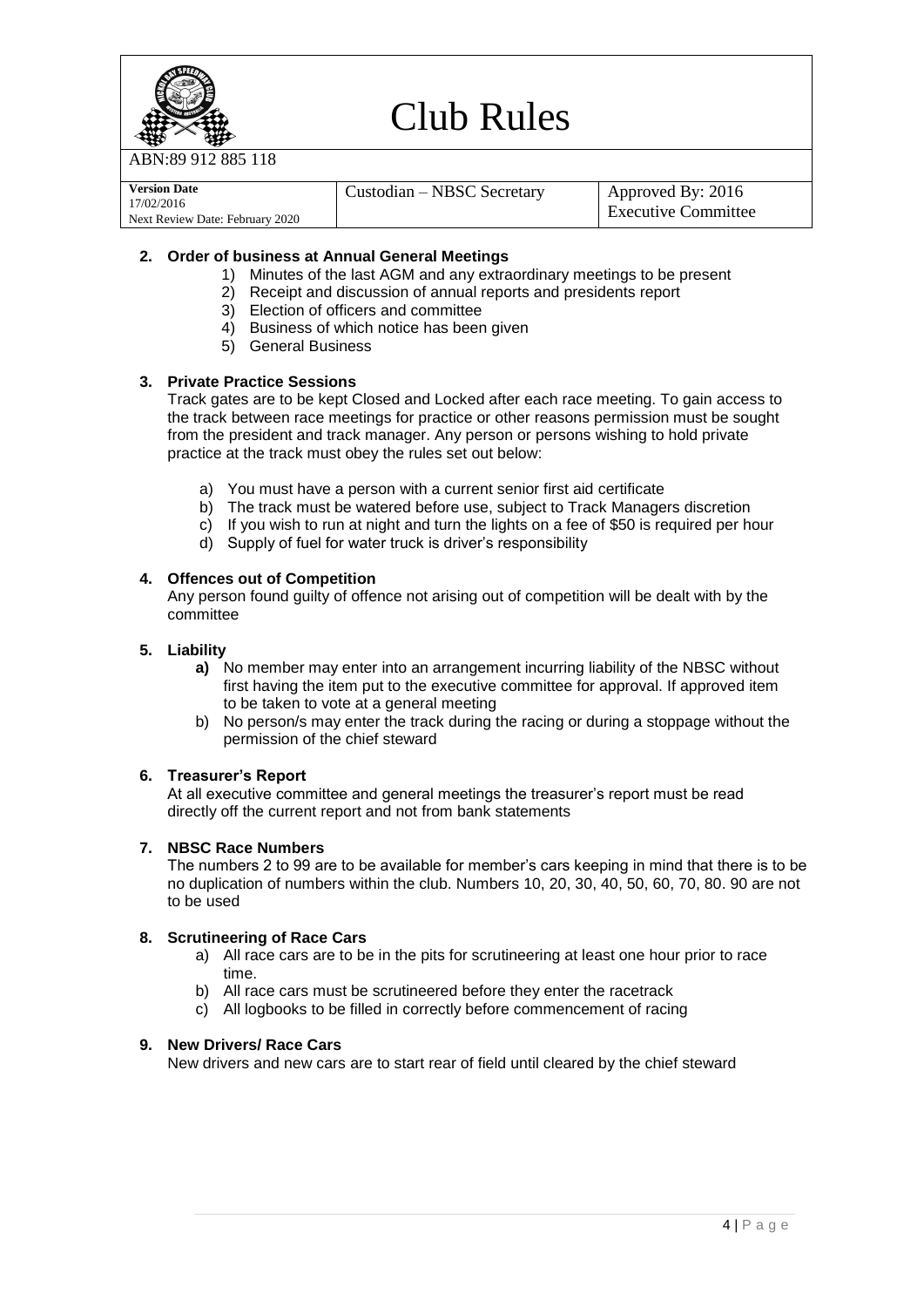# Club Rules

ABN:89 912 885 118

| Version Date 17/02/2016 Next Review Date: February 2020 | Custodian – NBSC Secretary | Approved By: 2016 Executive Committee |
|---|---|---|

**2. Order of business at Annual General Meetings**

1) Minutes of the last AGM and any extraordinary meetings to be present
2) Receipt and discussion of annual reports and presidents report
3) Election of officers and committee
4) Business of which notice has been given
5) General Business

**3. Private Practice Sessions**

Track gates are to be kept Closed and Locked after each race meeting. To gain access to the track between race meetings for practice or other reasons permission must be sought from the president and track manager. Any person or persons wishing to hold private practice at the track must obey the rules set out below:

a) You must have a person with a current senior first aid certificate
b) The track must be watered before use, subject to Track Managers discretion
c) If you wish to run at night and turn the lights on a fee of $50 is required per hour
d) Supply of fuel for water truck is driver's responsibility

**4. Offences out of Competition**

Any person found guilty of offence not arising out of competition will be dealt with by the committee

**5. Liability**

**a)** No member may enter into an arrangement incurring liability of the NBSC without first having the item put to the executive committee for approval. If approved item to be taken to vote at a general meeting

b) No person/s may enter the track during the racing or during a stoppage without the permission of the chief steward

**6. Treasurer's Report**

At all executive committee and general meetings the treasurer's report must be read directly off the current report and not from bank statements

**7. NBSC Race Numbers**

The numbers 2 to 99 are to be available for member's cars keeping in mind that there is to be no duplication of numbers within the club. Numbers 10, 20, 30, 40, 50, 60, 70, 80. 90 are not to be used

**8. Scrutineering of Race Cars**

a) All race cars are to be in the pits for scrutineering at least one hour prior to race time.
b) All race cars must be scrutineered before they enter the racetrack
c) All logbooks to be filled in correctly before commencement of racing

**9. New Drivers/ Race Cars**

New drivers and new cars are to start rear of field until cleared by the chief steward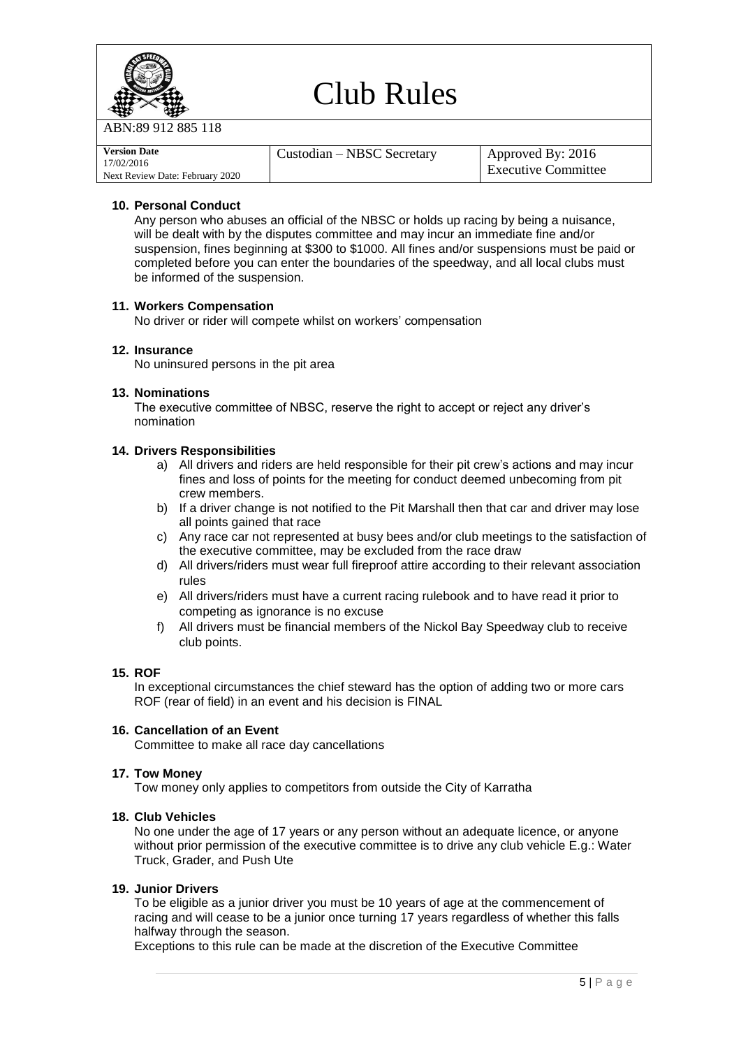| Version Date 17/02/2016 Next Review Date: February 2020 | Custodian – NBSC Secretary | Approved By: 2016 Executive Committee |
|---|---|---|

**10. Personal Conduct**

Any person who abuses an official of the NBSC or holds up racing by being a nuisance, will be dealt with by the disputes committee and may incur an immediate fine and/or suspension, fines beginning at $300 to $1000. All fines and/or suspensions must be paid or completed before you can enter the boundaries of the speedway, and all local clubs must be informed of the suspension.

**11. Workers Compensation**

No driver or rider will compete whilst on workers' compensation

**12. Insurance**

No uninsured persons in the pit area

**13. Nominations**

The executive committee of NBSC, reserve the right to accept or reject any driver's nomination

**14. Drivers Responsibilities**

a) All drivers and riders are held responsible for their pit crew's actions and may incur fines and loss of points for the meeting for conduct deemed unbecoming from pit crew members.
b) If a driver change is not notified to the Pit Marshall then that car and driver may lose all points gained that race
c) Any race car not represented at busy bees and/or club meetings to the satisfaction of the executive committee, may be excluded from the race draw
d) All drivers/riders must wear full fireproof attire according to their relevant association rules
e) All drivers/riders must have a current racing rulebook and to have read it prior to competing as ignorance is no excuse
f) All drivers must be financial members of the Nickol Bay Speedway club to receive club points.

**15. ROF**

In exceptional circumstances the chief steward has the option of adding two or more cars ROF (rear of field) in an event and his decision is FINAL

**16. Cancellation of an Event**

Committee to make all race day cancellations

**17. Tow Money**

Tow money only applies to competitors from outside the City of Karratha

**18. Club Vehicles**

No one under the age of 17 years or any person without an adequate licence, or anyone without prior permission of the executive committee is to drive any club vehicle E.g.: Water Truck, Grader, and Push Ute

**19. Junior Drivers**

To be eligible as a junior driver you must be 10 years of age at the commencement of racing and will cease to be a junior once turning 17 years regardless of whether this falls halfway through the season.

Exceptions to this rule can be made at the discretion of the Executive Committee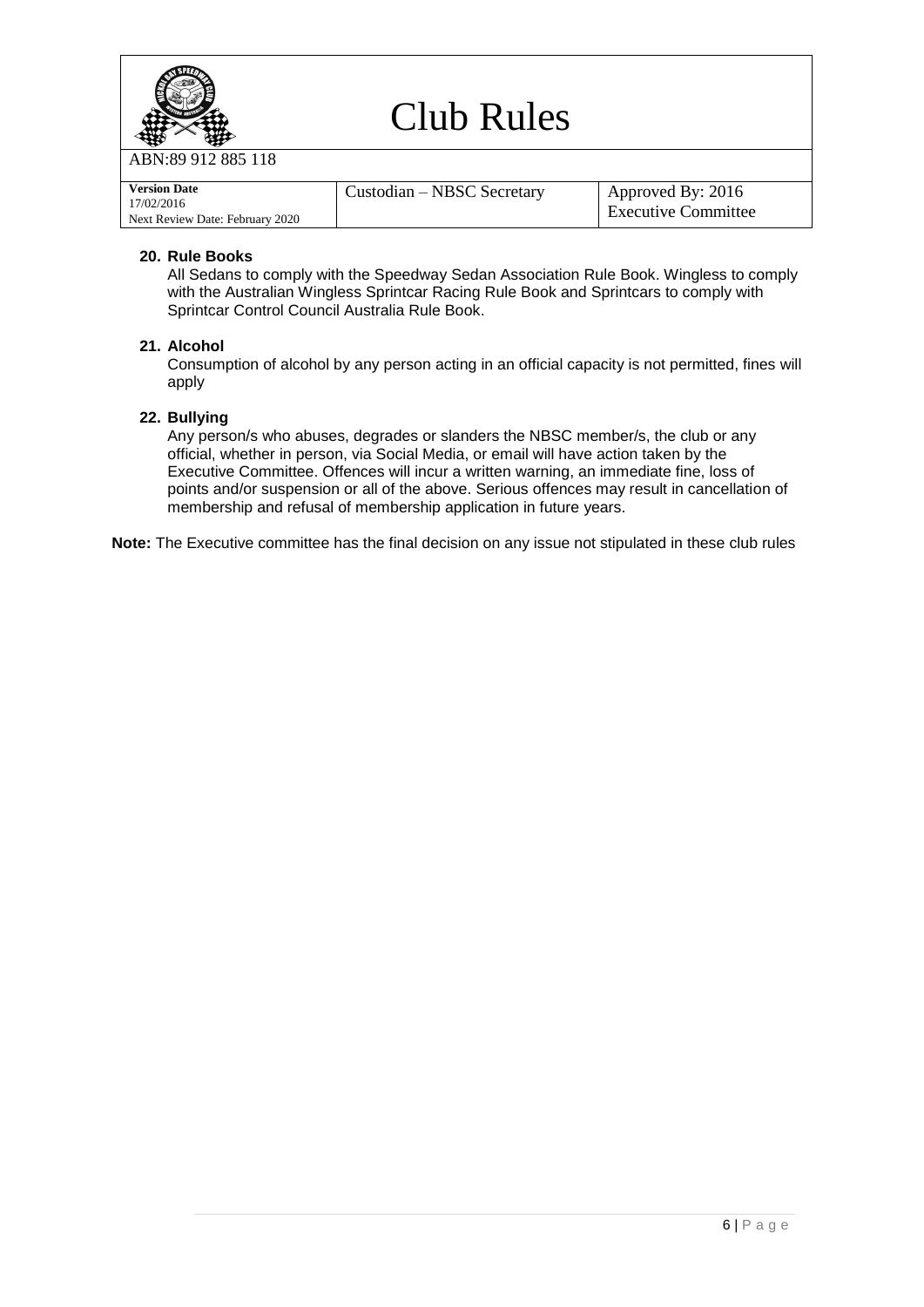**20. Rule Books**

All Sedans to comply with the Speedway Sedan Association Rule Book. Wingless to comply with the Australian Wingless Sprintcar Racing Rule Book and Sprintcars to comply with Sprintcar Control Council Australia Rule Book.

**21. Alcohol**

Consumption of alcohol by any person acting in an official capacity is not permitted, fines will apply

**22. Bullying**

Any person/s who abuses, degrades or slanders the NBSC member/s, the club or any official, whether in person, via Social Media, or email will have action taken by the Executive Committee. Offences will incur a written warning, an immediate fine, loss of points and/or suspension or all of the above. Serious offences may result in cancellation of membership and refusal of membership application in future years.

**Note:** The Executive committee has the final decision on any issue not stipulated in these club rules